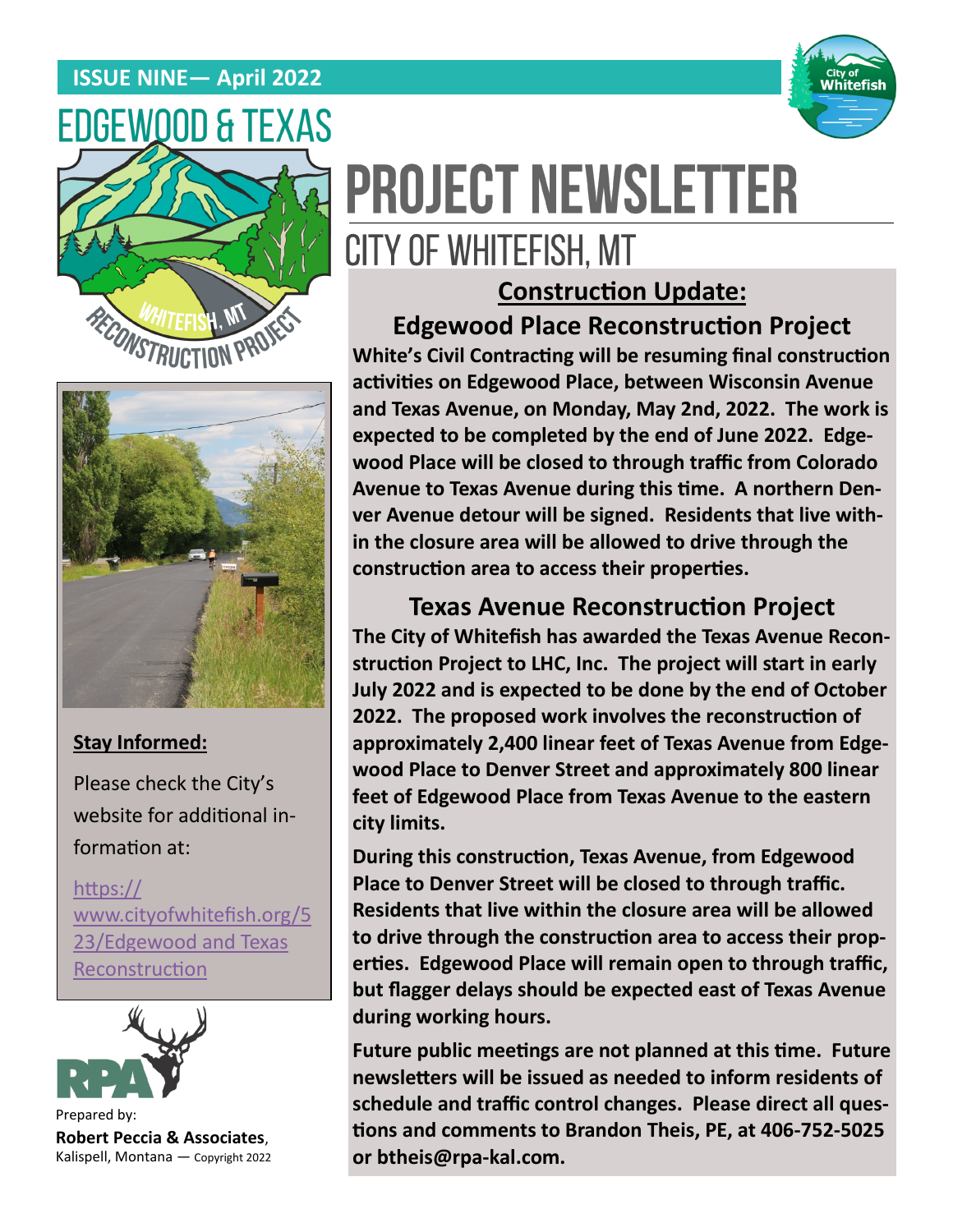**ISSUE NINE— April 2022**

# EDGEWOOD & TEXAS

WHITEFISH, MT

RECONSTRUCTION PROJECT

# PROJECT NEWSLETTER

## CITY OF WHITEFISH, MT

**Stay Informed:**

Please check the City's website for additional information at:

https://www.cityofwhitefish.org/523/Edgewood and Texas Reconstruction

Prepared by:

**Robert Peccia & Associates**, Kalispell, Montana — Copyright 2022

## Construction Update:

### Edgewood Place Reconstruction Project

**White's Civil Contracting will be resuming final construction activities on Edgewood Place, between Wisconsin Avenue and Texas Avenue, on Monday, May 2nd, 2022. The work is expected to be completed by the end of June 2022. Edgewood Place will be closed to through traffic from Colorado Avenue to Texas Avenue during this time. A northern Denver Avenue detour will be signed. Residents that live within the closure area will be allowed to drive through the construction area to access their properties.**

### Texas Avenue Reconstruction Project

**The City of Whitefish has awarded the Texas Avenue Reconstruction Project to LHC, Inc. The project will start in early July 2022 and is expected to be done by the end of October 2022. The proposed work involves the reconstruction of approximately 2,400 linear feet of Texas Avenue from Edgewood Place to Denver Street and approximately 800 linear feet of Edgewood Place from Texas Avenue to the eastern city limits.**

**During this construction, Texas Avenue, from Edgewood Place to Denver Street will be closed to through traffic. Residents that live within the closure area will be allowed to drive through the construction area to access their properties. Edgewood Place will remain open to through traffic, but flagger delays should be expected east of Texas Avenue during working hours.**

**Future public meetings are not planned at this time. Future newsletters will be issued as needed to inform residents of schedule and traffic control changes. Please direct all questions and comments to Brandon Theis, PE, at 406-752-5025 or btheis@rpa-kal.com.**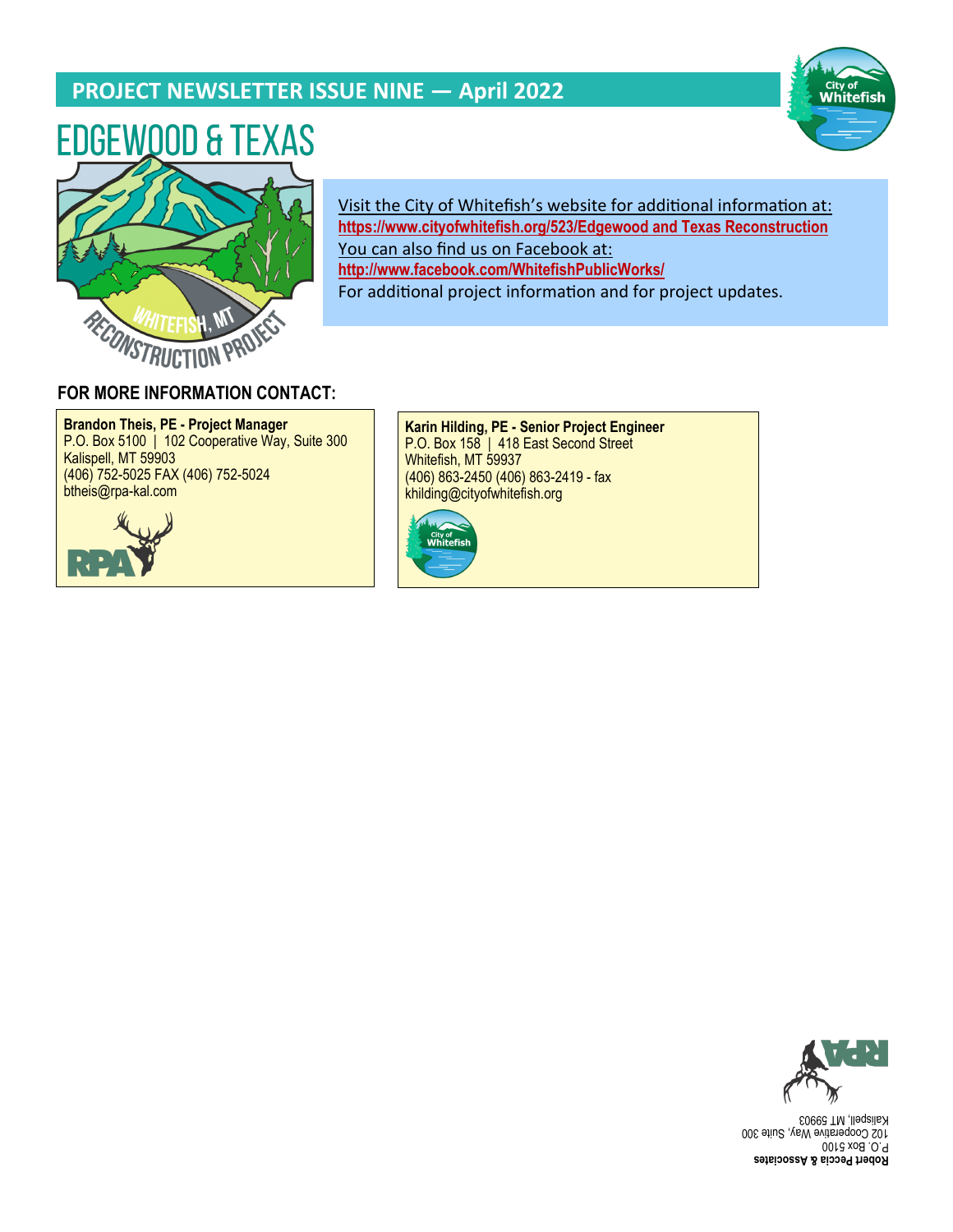## PROJECT NEWSLETTER ISSUE NINE — April 2022

# EDGEWOOD & TEXAS

WHITEFISH, MT
RECONSTRUCTION PROJECT

Visit the City of Whitefish's website for additional information at:
**https://www.cityofwhitefish.org/523/Edgewood and Texas Reconstruction**
You can also find us on Facebook at:
**http://www.facebook.com/WhitefishPublicWorks/**
For additional project information and for project updates.

### FOR MORE INFORMATION CONTACT:

**Brandon Theis, PE - Project Manager**
P.O. Box 5100 | 102 Cooperative Way, Suite 300
Kalispell, MT 59903
(406) 752-5025 FAX (406) 752-5024
btheis@rpa-kal.com

**Karin Hilding, PE - Senior Project Engineer**
P.O. Box 158 | 418 East Second Street
Whitefish, MT 59937
(406) 863-2450 (406) 863-2419 - fax
khilding@cityofwhitefish.org

**Robert Peccia & Associates**
P.O. Box 5100
102 Cooperative Way, Suite 300
Kalispell, MT 59903